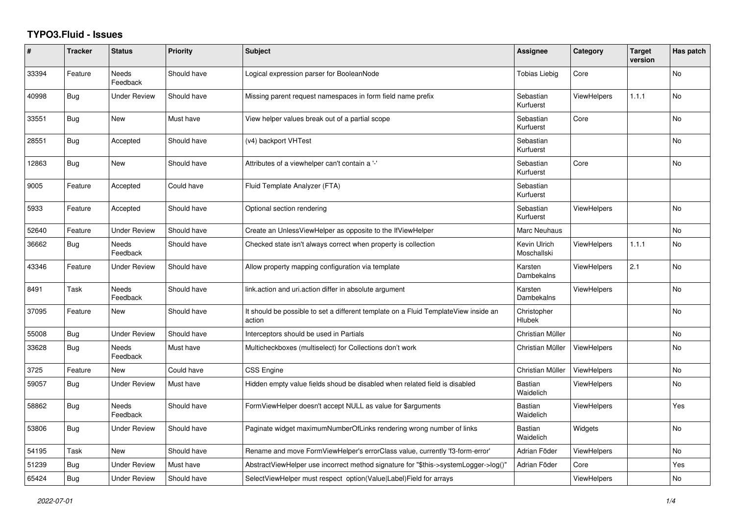# TYPO3.Fluid - Issues

| # | Tracker | Status | Priority | Subject | Assignee | Category | Target version | Has patch |
|---|---|---|---|---|---|---|---|---|
| 33394 | Feature | Needs Feedback | Should have | Logical expression parser for BooleanNode | Tobias Liebig | Core | | No |
| 40998 | Bug | Under Review | Should have | Missing parent request namespaces in form field name prefix | Sebastian Kurfuerst | ViewHelpers | 1.1.1 | No |
| 33551 | Bug | New | Must have | View helper values break out of a partial scope | Sebastian Kurfuerst | Core | | No |
| 28551 | Bug | Accepted | Should have | (v4) backport VHTest | Sebastian Kurfuerst | | | No |
| 12863 | Bug | New | Should have | Attributes of a viewhelper can't contain a '-' | Sebastian Kurfuerst | Core | | No |
| 9005 | Feature | Accepted | Could have | Fluid Template Analyzer (FTA) | Sebastian Kurfuerst | | | |
| 5933 | Feature | Accepted | Should have | Optional section rendering | Sebastian Kurfuerst | ViewHelpers | | No |
| 52640 | Feature | Under Review | Should have | Create an UnlessViewHelper as opposite to the IfViewHelper | Marc Neuhaus | | | No |
| 36662 | Bug | Needs Feedback | Should have | Checked state isn't always correct when property is collection | Kevin Ulrich Moschallski | ViewHelpers | 1.1.1 | No |
| 43346 | Feature | Under Review | Should have | Allow property mapping configuration via template | Karsten Dambekalns | ViewHelpers | 2.1 | No |
| 8491 | Task | Needs Feedback | Should have | link.action and uri.action differ in absolute argument | Karsten Dambekalns | ViewHelpers | | No |
| 37095 | Feature | New | Should have | It should be possible to set a different template on a Fluid TemplateView inside an action | Christopher Hlubek | | | No |
| 55008 | Bug | Under Review | Should have | Interceptors should be used in Partials | Christian Müller | | | No |
| 33628 | Bug | Needs Feedback | Must have | Multicheckboxes (multiselect) for Collections don't work | Christian Müller | ViewHelpers | | No |
| 3725 | Feature | New | Could have | CSS Engine | Christian Müller | ViewHelpers | | No |
| 59057 | Bug | Under Review | Must have | Hidden empty value fields shoud be disabled when related field is disabled | Bastian Waidelich | ViewHelpers | | No |
| 58862 | Bug | Needs Feedback | Should have | FormViewHelper doesn't accept NULL as value for $arguments | Bastian Waidelich | ViewHelpers | | Yes |
| 53806 | Bug | Under Review | Should have | Paginate widget maximumNumberOfLinks rendering wrong number of links | Bastian Waidelich | Widgets | | No |
| 54195 | Task | New | Should have | Rename and move FormViewHelper's errorClass value, currently 'f3-form-error' | Adrian Föder | ViewHelpers | | No |
| 51239 | Bug | Under Review | Must have | AbstractViewHelper use incorrect method signature for "$this->systemLogger->log()" | Adrian Föder | Core | | Yes |
| 65424 | Bug | Under Review | Should have | SelectViewHelper must respect option(Value\|Label)Field for arrays | | ViewHelpers | | No |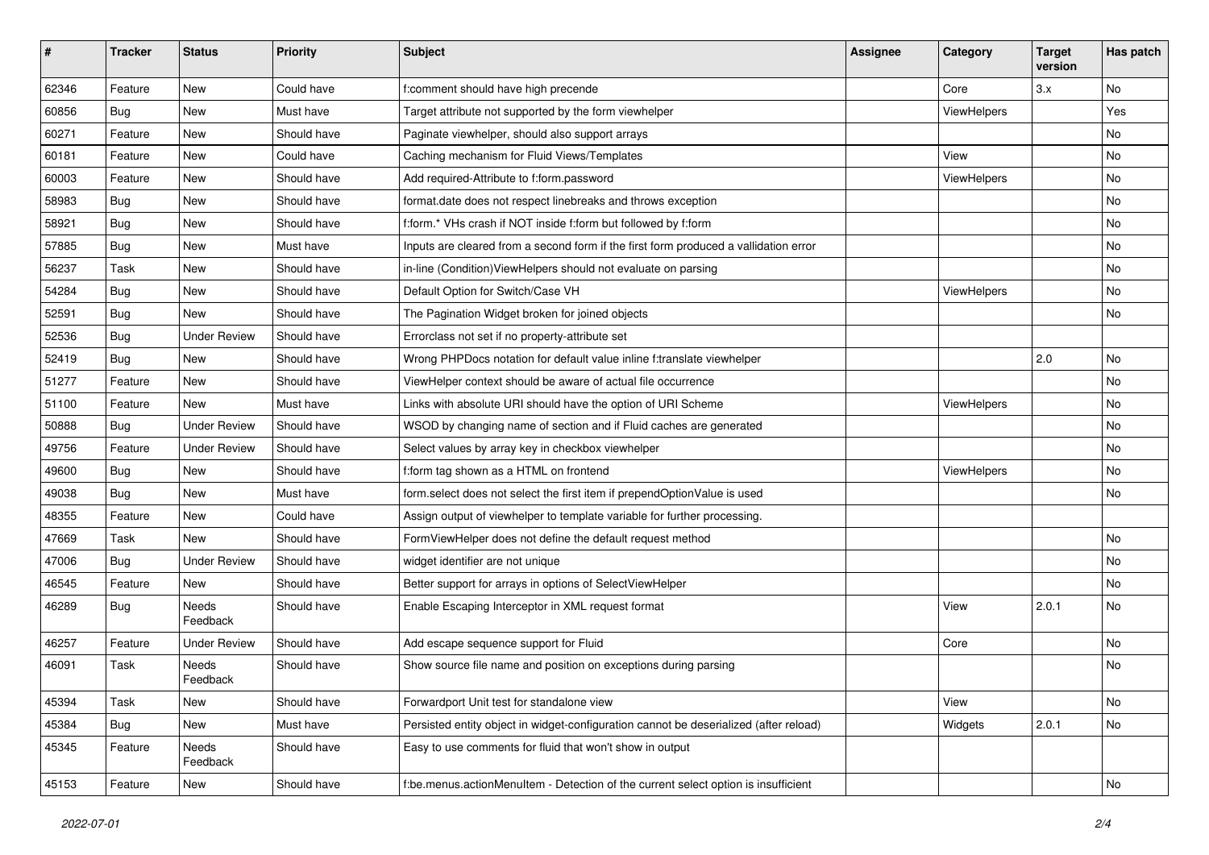| # | Tracker | Status | Priority | Subject | Assignee | Category | Target version | Has patch |
|---|---|---|---|---|---|---|---|---|
| 62346 | Feature | New | Could have | f:comment should have high precende | | Core | 3.x | No |
| 60856 | Bug | New | Must have | Target attribute not supported by the form viewhelper | | ViewHelpers | | Yes |
| 60271 | Feature | New | Should have | Paginate viewhelper, should also support arrays | | | | No |
| 60181 | Feature | New | Could have | Caching mechanism for Fluid Views/Templates | | View | | No |
| 60003 | Feature | New | Should have | Add required-Attribute to f:form.password | | ViewHelpers | | No |
| 58983 | Bug | New | Should have | format.date does not respect linebreaks and throws exception | | | | No |
| 58921 | Bug | New | Should have | f:form.* VHs crash if NOT inside f:form but followed by f:form | | | | No |
| 57885 | Bug | New | Must have | Inputs are cleared from a second form if the first form produced a vallidation error | | | | No |
| 56237 | Task | New | Should have | in-line (Condition)ViewHelpers should not evaluate on parsing | | | | No |
| 54284 | Bug | New | Should have | Default Option for Switch/Case VH | | ViewHelpers | | No |
| 52591 | Bug | New | Should have | The Pagination Widget broken for joined objects | | | | No |
| 52536 | Bug | Under Review | Should have | Errorclass not set if no property-attribute set | | | | |
| 52419 | Bug | New | Should have | Wrong PHPDocs notation for default value inline f:translate viewhelper | | | 2.0 | No |
| 51277 | Feature | New | Should have | ViewHelper context should be aware of actual file occurrence | | | | No |
| 51100 | Feature | New | Must have | Links with absolute URI should have the option of URI Scheme | | ViewHelpers | | No |
| 50888 | Bug | Under Review | Should have | WSOD by changing name of section and if Fluid caches are generated | | | | No |
| 49756 | Feature | Under Review | Should have | Select values by array key in checkbox viewhelper | | | | No |
| 49600 | Bug | New | Should have | f:form tag shown as a HTML on frontend | | ViewHelpers | | No |
| 49038 | Bug | New | Must have | form.select does not select the first item if prependOptionValue is used | | | | No |
| 48355 | Feature | New | Could have | Assign output of viewhelper to template variable for further processing. | | | | |
| 47669 | Task | New | Should have | FormViewHelper does not define the default request method | | | | No |
| 47006 | Bug | Under Review | Should have | widget identifier are not unique | | | | No |
| 46545 | Feature | New | Should have | Better support for arrays in options of SelectViewHelper | | | | No |
| 46289 | Bug | Needs Feedback | Should have | Enable Escaping Interceptor in XML request format | | View | 2.0.1 | No |
| 46257 | Feature | Under Review | Should have | Add escape sequence support for Fluid | | Core | | No |
| 46091 | Task | Needs Feedback | Should have | Show source file name and position on exceptions during parsing | | | | No |
| 45394 | Task | New | Should have | Forwardport Unit test for standalone view | | View | | No |
| 45384 | Bug | New | Must have | Persisted entity object in widget-configuration cannot be deserialized (after reload) | | Widgets | 2.0.1 | No |
| 45345 | Feature | Needs Feedback | Should have | Easy to use comments for fluid that won't show in output | | | | |
| 45153 | Feature | New | Should have | f:be.menus.actionMenuItem - Detection of the current select option is insufficient | | | | No |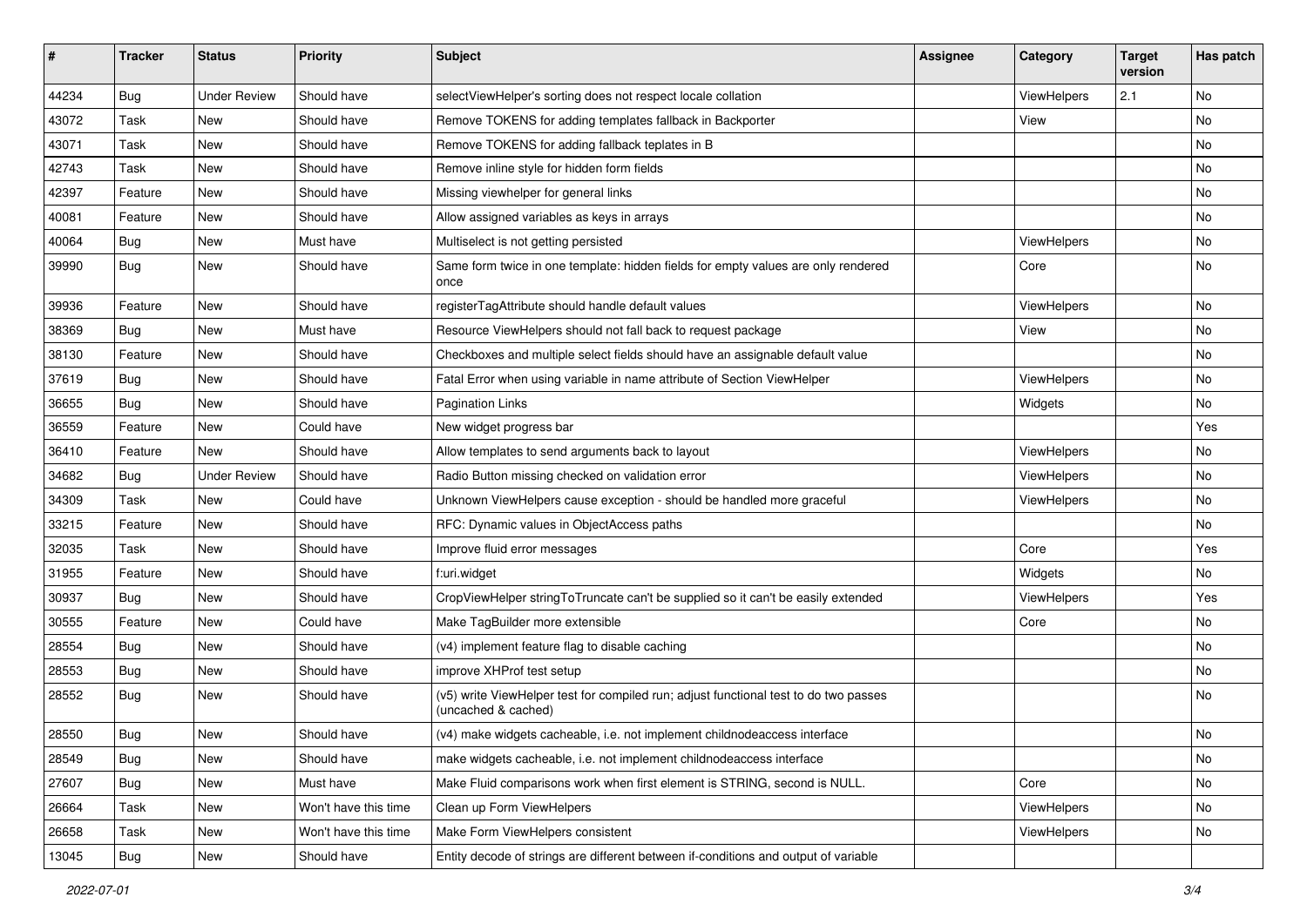| # | Tracker | Status | Priority | Subject | Assignee | Category | Target version | Has patch |
|---|---|---|---|---|---|---|---|---|
| 44234 | Bug | Under Review | Should have | selectViewHelper's sorting does not respect locale collation | | ViewHelpers | 2.1 | No |
| 43072 | Task | New | Should have | Remove TOKENS for adding templates fallback in Backporter | | View | | No |
| 43071 | Task | New | Should have | Remove TOKENS for adding fallback teplates in B | | | | No |
| 42743 | Task | New | Should have | Remove inline style for hidden form fields | | | | No |
| 42397 | Feature | New | Should have | Missing viewhelper for general links | | | | No |
| 40081 | Feature | New | Should have | Allow assigned variables as keys in arrays | | | | No |
| 40064 | Bug | New | Must have | Multiselect is not getting persisted | | ViewHelpers | | No |
| 39990 | Bug | New | Should have | Same form twice in one template: hidden fields for empty values are only rendered once | | Core | | No |
| 39936 | Feature | New | Should have | registerTagAttribute should handle default values | | ViewHelpers | | No |
| 38369 | Bug | New | Must have | Resource ViewHelpers should not fall back to request package | | View | | No |
| 38130 | Feature | New | Should have | Checkboxes and multiple select fields should have an assignable default value | | | | No |
| 37619 | Bug | New | Should have | Fatal Error when using variable in name attribute of Section ViewHelper | | ViewHelpers | | No |
| 36655 | Bug | New | Should have | Pagination Links | | Widgets | | No |
| 36559 | Feature | New | Could have | New widget progress bar | | | | Yes |
| 36410 | Feature | New | Should have | Allow templates to send arguments back to layout | | ViewHelpers | | No |
| 34682 | Bug | Under Review | Should have | Radio Button missing checked on validation error | | ViewHelpers | | No |
| 34309 | Task | New | Could have | Unknown ViewHelpers cause exception - should be handled more graceful | | ViewHelpers | | No |
| 33215 | Feature | New | Should have | RFC: Dynamic values in ObjectAccess paths | | | | No |
| 32035 | Task | New | Should have | Improve fluid error messages | | Core | | Yes |
| 31955 | Feature | New | Should have | f:uri.widget | | Widgets | | No |
| 30937 | Bug | New | Should have | CropViewHelper stringToTruncate can't be supplied so it can't be easily extended | | ViewHelpers | | Yes |
| 30555 | Feature | New | Could have | Make TagBuilder more extensible | | Core | | No |
| 28554 | Bug | New | Should have | (v4) implement feature flag to disable caching | | | | No |
| 28553 | Bug | New | Should have | improve XHProf test setup | | | | No |
| 28552 | Bug | New | Should have | (v5) write ViewHelper test for compiled run; adjust functional test to do two passes (uncached & cached) | | | | No |
| 28550 | Bug | New | Should have | (v4) make widgets cacheable, i.e. not implement childnodeaccess interface | | | | No |
| 28549 | Bug | New | Should have | make widgets cacheable, i.e. not implement childnodeaccess interface | | | | No |
| 27607 | Bug | New | Must have | Make Fluid comparisons work when first element is STRING, second is NULL. | | Core | | No |
| 26664 | Task | New | Won't have this time | Clean up Form ViewHelpers | | ViewHelpers | | No |
| 26658 | Task | New | Won't have this time | Make Form ViewHelpers consistent | | ViewHelpers | | No |
| 13045 | Bug | New | Should have | Entity decode of strings are different between if-conditions and output of variable | | | | |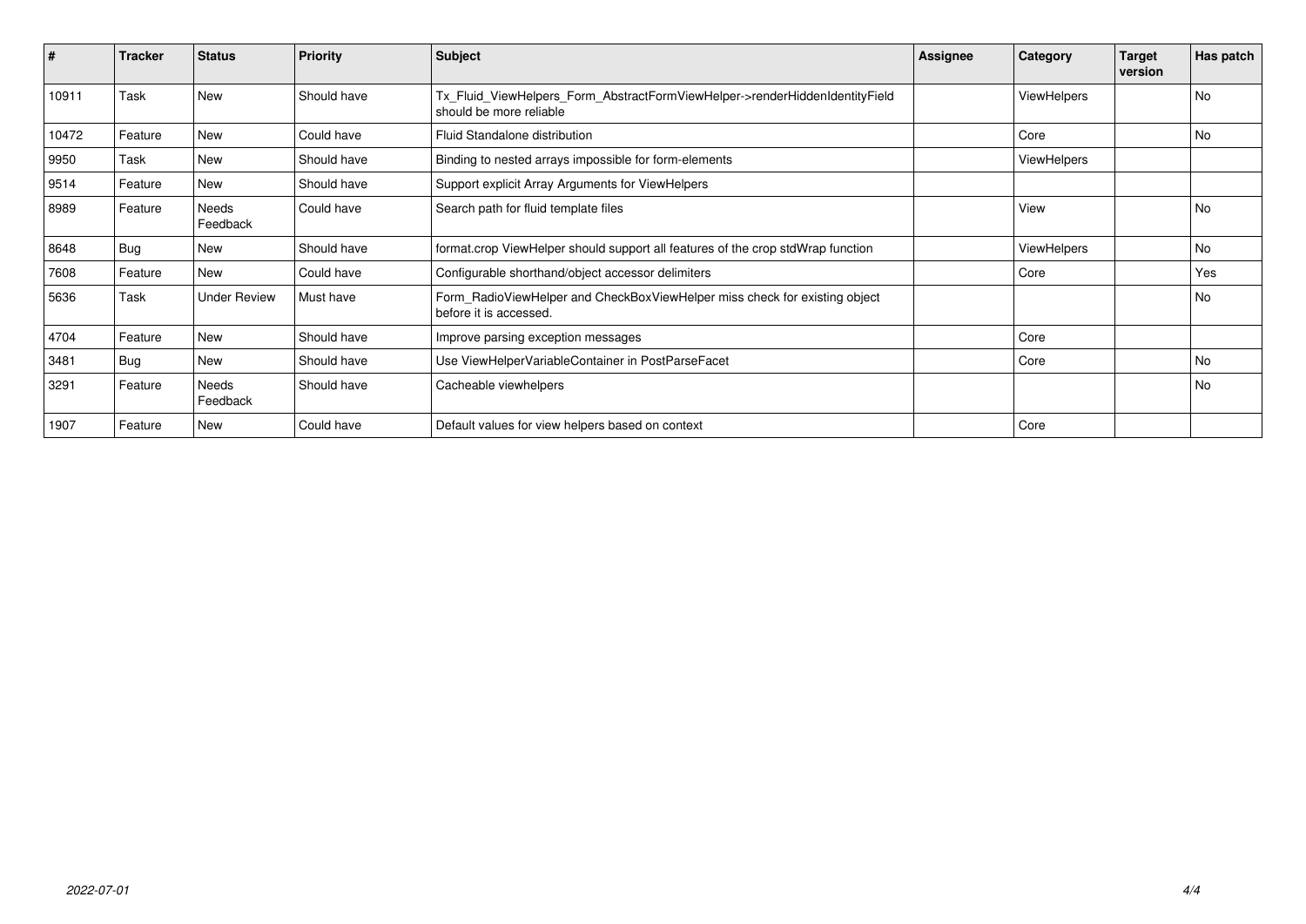| # | Tracker | Status | Priority | Subject | Assignee | Category | Target version | Has patch |
|---|---|---|---|---|---|---|---|---|
| 10911 | Task | New | Should have | Tx_Fluid_ViewHelpers_Form_AbstractFormViewHelper->renderHiddenIdentityField should be more reliable | | ViewHelpers | | No |
| 10472 | Feature | New | Could have | Fluid Standalone distribution | | Core | | No |
| 9950 | Task | New | Should have | Binding to nested arrays impossible for form-elements | | ViewHelpers | | |
| 9514 | Feature | New | Should have | Support explicit Array Arguments for ViewHelpers | | | | |
| 8989 | Feature | Needs Feedback | Could have | Search path for fluid template files | | View | | No |
| 8648 | Bug | New | Should have | format.crop ViewHelper should support all features of the crop stdWrap function | | ViewHelpers | | No |
| 7608 | Feature | New | Could have | Configurable shorthand/object accessor delimiters | | Core | | Yes |
| 5636 | Task | Under Review | Must have | Form_RadioViewHelper and CheckBoxViewHelper miss check for existing object before it is accessed. | | | | No |
| 4704 | Feature | New | Should have | Improve parsing exception messages | | Core | | |
| 3481 | Bug | New | Should have | Use ViewHelperVariableContainer in PostParseFacet | | Core | | No |
| 3291 | Feature | Needs Feedback | Should have | Cacheable viewhelpers | | | | No |
| 1907 | Feature | New | Could have | Default values for view helpers based on context | | Core | | |